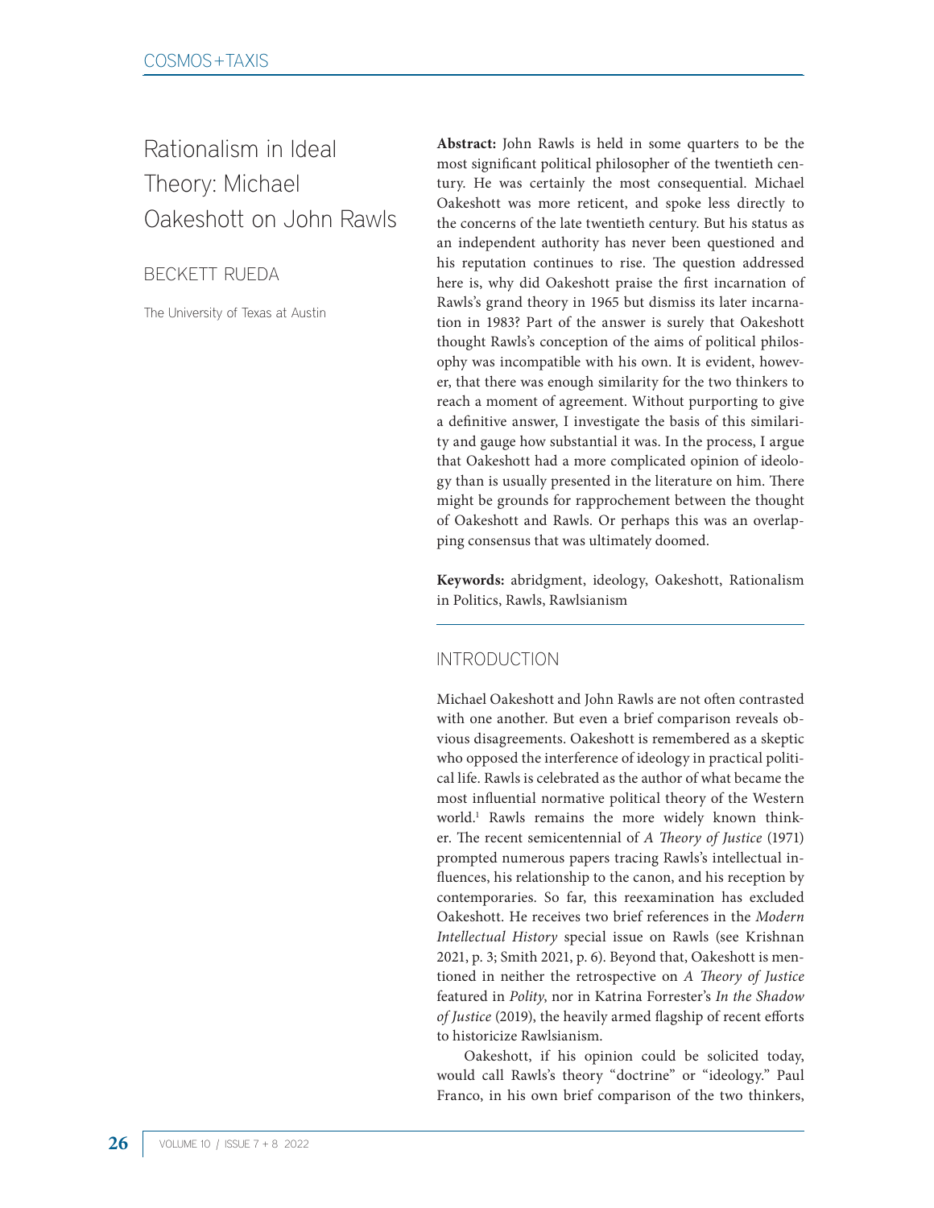# Rationalism in Ideal Theory: Michael Oakeshott on John Rawls

BECKETT RUEDA

The University of Texas at Austin

**Abstract:** John Rawls is held in some quarters to be the most significant political philosopher of the twentieth century. He was certainly the most consequential. Michael Oakeshott was more reticent, and spoke less directly to the concerns of the late twentieth century. But his status as an independent authority has never been questioned and his reputation continues to rise. The question addressed here is, why did Oakeshott praise the first incarnation of Rawls's grand theory in 1965 but dismiss its later incarnation in 1983? Part of the answer is surely that Oakeshott thought Rawls's conception of the aims of political philosophy was incompatible with his own. It is evident, however, that there was enough similarity for the two thinkers to reach a moment of agreement. Without purporting to give a definitive answer, I investigate the basis of this similarity and gauge how substantial it was. In the process, I argue that Oakeshott had a more complicated opinion of ideology than is usually presented in the literature on him. There might be grounds for rapprochement between the thought of Oakeshott and Rawls. Or perhaps this was an overlapping consensus that was ultimately doomed.

**Keywords:** abridgment, ideology, Oakeshott, Rationalism in Politics, Rawls, Rawlsianism

## INTRODUCTION

Michael Oakeshott and John Rawls are not often contrasted with one another. But even a brief comparison reveals obvious disagreements. Oakeshott is remembered as a skeptic who opposed the interference of ideology in practical political life. Rawls is celebrated as the author of what became the most influential normative political theory of the Western world.[1] Rawls remains the more widely known thinker. The recent semicentennial of *A Theory of Justice* (1971) prompted numerous papers tracing Rawls's intellectual influences, his relationship to the canon, and his reception by contemporaries. So far, this reexamination has excluded Oakeshott. He receives two brief references in the *Modern Intellectual History* special issue on Rawls (see Krishnan 2021, p. 3; Smith 2021, p. 6). Beyond that, Oakeshott is mentioned in neither the retrospective on *A Theory of Justice* featured in *Polity*, nor in Katrina Forrester's *In the Shadow of Justice* (2019), the heavily armed flagship of recent efforts to historicize Rawlsianism.

Oakeshott, if his opinion could be solicited today, would call Rawls's theory "doctrine" or "ideology." Paul Franco, in his own brief comparison of the two thinkers,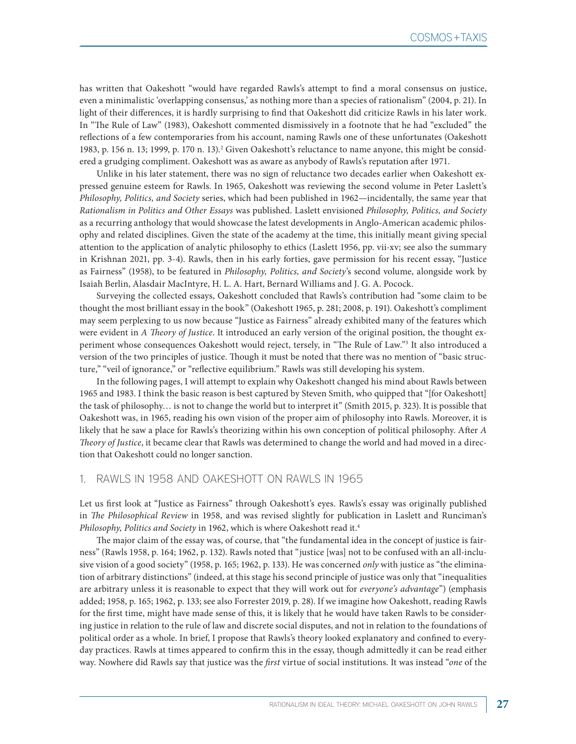has written that Oakeshott "would have regarded Rawls's attempt to find a moral consensus on justice, even a minimalistic 'overlapping consensus,' as nothing more than a species of rationalism" (2004, p. 21). In light of their differences, it is hardly surprising to find that Oakeshott did criticize Rawls in his later work. In "The Rule of Law" (1983), Oakeshott commented dismissively in a footnote that he had "excluded" the reflections of a few contemporaries from his account, naming Rawls one of these unfortunates (Oakeshott 1983, p. 156 n. 13; 1999, p. 170 n. 13).[2] Given Oakeshott's reluctance to name anyone, this might be considered a grudging compliment. Oakeshott was as aware as anybody of Rawls's reputation after 1971.

Unlike in his later statement, there was no sign of reluctance two decades earlier when Oakeshott expressed genuine esteem for Rawls. In 1965, Oakeshott was reviewing the second volume in Peter Laslett's *Philosophy, Politics, and Society* series, which had been published in 1962—incidentally, the same year that *Rationalism in Politics and Other Essays* was published. Laslett envisioned *Philosophy, Politics, and Society* as a recurring anthology that would showcase the latest developments in Anglo-American academic philosophy and related disciplines. Given the state of the academy at the time, this initially meant giving special attention to the application of analytic philosophy to ethics (Laslett 1956, pp. vii-xv; see also the summary in Krishnan 2021, pp. 3-4). Rawls, then in his early forties, gave permission for his recent essay, "Justice as Fairness" (1958), to be featured in *Philosophy, Politics, and Society*'s second volume, alongside work by Isaiah Berlin, Alasdair MacIntyre, H. L. A. Hart, Bernard Williams and J. G. A. Pocock.

Surveying the collected essays, Oakeshott concluded that Rawls's contribution had "some claim to be thought the most brilliant essay in the book" (Oakeshott 1965, p. 281; 2008, p. 191). Oakeshott's compliment may seem perplexing to us now because "Justice as Fairness" already exhibited many of the features which were evident in *A Theory of Justice*. It introduced an early version of the original position, the thought experiment whose consequences Oakeshott would reject, tersely, in "The Rule of Law."[3] It also introduced a version of the two principles of justice. Though it must be noted that there was no mention of "basic structure," "veil of ignorance," or "reflective equilibrium." Rawls was still developing his system.

In the following pages, I will attempt to explain why Oakeshott changed his mind about Rawls between 1965 and 1983. I think the basic reason is best captured by Steven Smith, who quipped that "[for Oakeshott] the task of philosophy… is not to change the world but to interpret it" (Smith 2015, p. 323). It is possible that Oakeshott was, in 1965, reading his own vision of the proper aim of philosophy into Rawls. Moreover, it is likely that he saw a place for Rawls's theorizing within his own conception of political philosophy. After *A Theory of Justice*, it became clear that Rawls was determined to change the world and had moved in a direction that Oakeshott could no longer sanction.

## 1. RAWLS IN 1958 AND OAKESHOTT ON RAWLS IN 1965

Let us first look at "Justice as Fairness" through Oakeshott's eyes. Rawls's essay was originally published in *The Philosophical Review* in 1958, and was revised slightly for publication in Laslett and Runciman's *Philosophy, Politics and Society* in 1962, which is where Oakeshott read it.[4]

The major claim of the essay was, of course, that "the fundamental idea in the concept of justice is fairness" (Rawls 1958, p. 164; 1962, p. 132). Rawls noted that "justice [was] not to be confused with an all-inclusive vision of a good society" (1958, p. 165; 1962, p. 133). He was concerned *only* with justice as "the elimination of arbitrary distinctions" (indeed, at this stage his second principle of justice was only that "inequalities are arbitrary unless it is reasonable to expect that they will work out for *everyone's advantage*") (emphasis added; 1958, p. 165; 1962, p. 133; see also Forrester 2019, p. 28). If we imagine how Oakeshott, reading Rawls for the first time, might have made sense of this, it is likely that he would have taken Rawls to be considering justice in relation to the rule of law and discrete social disputes, and not in relation to the foundations of political order as a whole. In brief, I propose that Rawls's theory looked explanatory and confined to everyday practices. Rawls at times appeared to confirm this in the essay, though admittedly it can be read either way. Nowhere did Rawls say that justice was the *first* virtue of social institutions. It was instead "*one* of the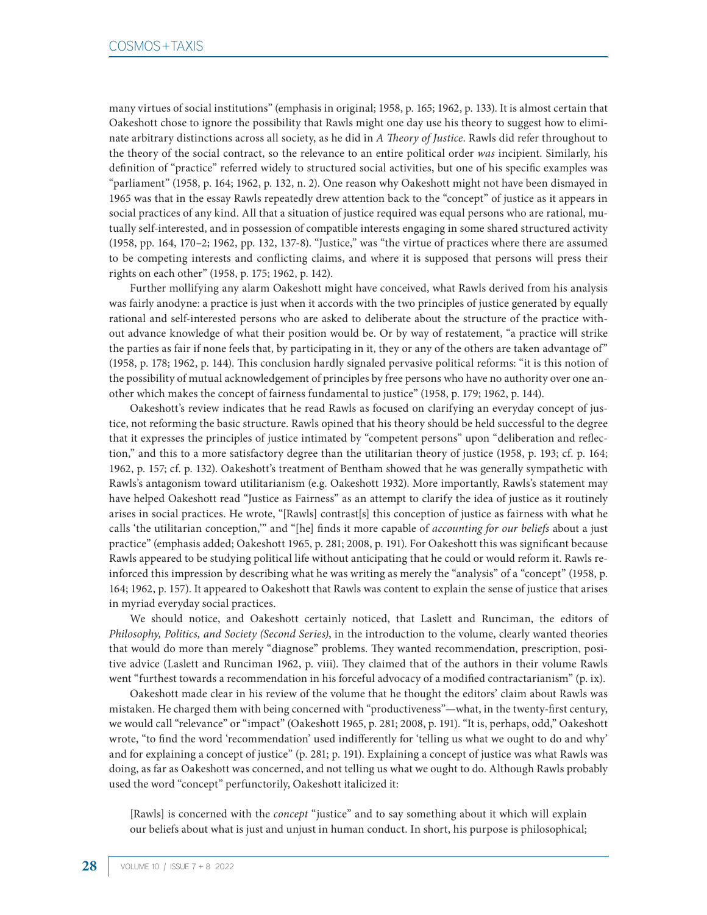many virtues of social institutions" (emphasis in original; 1958, p. 165; 1962, p. 133). It is almost certain that Oakeshott chose to ignore the possibility that Rawls might one day use his theory to suggest how to eliminate arbitrary distinctions across all society, as he did in *A Theory of Justice*. Rawls did refer throughout to the theory of the social contract, so the relevance to an entire political order *was* incipient. Similarly, his definition of "practice" referred widely to structured social activities, but one of his specific examples was "parliament" (1958, p. 164; 1962, p. 132, n. 2). One reason why Oakeshott might not have been dismayed in 1965 was that in the essay Rawls repeatedly drew attention back to the "concept" of justice as it appears in social practices of any kind. All that a situation of justice required was equal persons who are rational, mutually self-interested, and in possession of compatible interests engaging in some shared structured activity (1958, pp. 164, 170–2; 1962, pp. 132, 137-8). "Justice," was "the virtue of practices where there are assumed to be competing interests and conflicting claims, and where it is supposed that persons will press their rights on each other" (1958, p. 175; 1962, p. 142).

Further mollifying any alarm Oakeshott might have conceived, what Rawls derived from his analysis was fairly anodyne: a practice is just when it accords with the two principles of justice generated by equally rational and self-interested persons who are asked to deliberate about the structure of the practice without advance knowledge of what their position would be. Or by way of restatement, "a practice will strike the parties as fair if none feels that, by participating in it, they or any of the others are taken advantage of" (1958, p. 178; 1962, p. 144). This conclusion hardly signaled pervasive political reforms: "it is this notion of the possibility of mutual acknowledgement of principles by free persons who have no authority over one another which makes the concept of fairness fundamental to justice" (1958, p. 179; 1962, p. 144).

Oakeshott's review indicates that he read Rawls as focused on clarifying an everyday concept of justice, not reforming the basic structure. Rawls opined that his theory should be held successful to the degree that it expresses the principles of justice intimated by "competent persons" upon "deliberation and reflection," and this to a more satisfactory degree than the utilitarian theory of justice (1958, p. 193; cf. p. 164; 1962, p. 157; cf. p. 132). Oakeshott's treatment of Bentham showed that he was generally sympathetic with Rawls's antagonism toward utilitarianism (e.g. Oakeshott 1932). More importantly, Rawls's statement may have helped Oakeshott read "Justice as Fairness" as an attempt to clarify the idea of justice as it routinely arises in social practices. He wrote, "[Rawls] contrast[s] this conception of justice as fairness with what he calls 'the utilitarian conception,'" and "[he] finds it more capable of *accounting for our beliefs* about a just practice" (emphasis added; Oakeshott 1965, p. 281; 2008, p. 191). For Oakeshott this was significant because Rawls appeared to be studying political life without anticipating that he could or would reform it. Rawls reinforced this impression by describing what he was writing as merely the "analysis" of a "concept" (1958, p. 164; 1962, p. 157). It appeared to Oakeshott that Rawls was content to explain the sense of justice that arises in myriad everyday social practices.

We should notice, and Oakeshott certainly noticed, that Laslett and Runciman, the editors of *Philosophy, Politics, and Society (Second Series)*, in the introduction to the volume, clearly wanted theories that would do more than merely "diagnose" problems. They wanted recommendation, prescription, positive advice (Laslett and Runciman 1962, p. viii). They claimed that of the authors in their volume Rawls went "furthest towards a recommendation in his forceful advocacy of a modified contractarianism" (p. ix).

Oakeshott made clear in his review of the volume that he thought the editors' claim about Rawls was mistaken. He charged them with being concerned with "productiveness"—what, in the twenty-first century, we would call "relevance" or "impact" (Oakeshott 1965, p. 281; 2008, p. 191). "It is, perhaps, odd," Oakeshott wrote, "to find the word 'recommendation' used indifferently for 'telling us what we ought to do and why' and for explaining a concept of justice" (p. 281; p. 191). Explaining a concept of justice was what Rawls was doing, as far as Oakeshott was concerned, and not telling us what we ought to do. Although Rawls probably used the word "concept" perfunctorily, Oakeshott italicized it:

> [Rawls] is concerned with the *concept* "justice" and to say something about it which will explain our beliefs about what is just and unjust in human conduct. In short, his purpose is philosophical;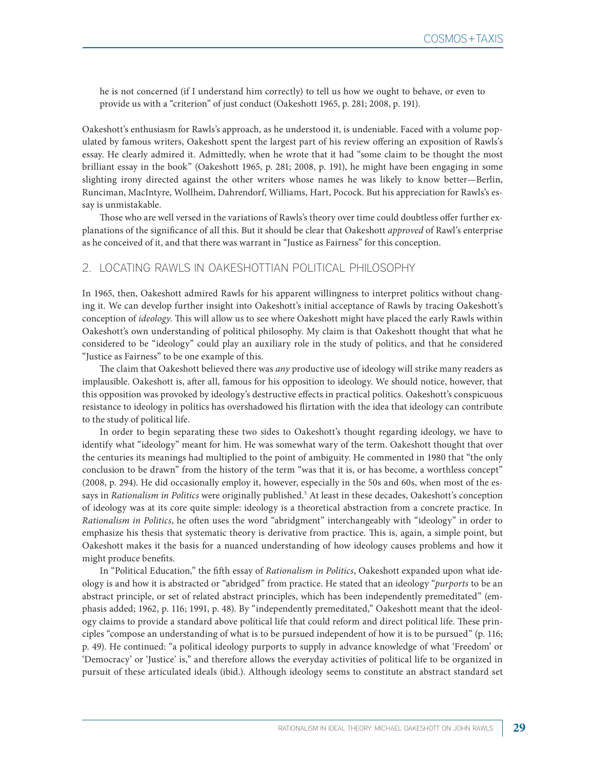he is not concerned (if I understand him correctly) to tell us how we ought to behave, or even to provide us with a "criterion" of just conduct (Oakeshott 1965, p. 281; 2008, p. 191).

Oakeshott's enthusiasm for Rawls's approach, as he understood it, is undeniable. Faced with a volume populated by famous writers, Oakeshott spent the largest part of his review offering an exposition of Rawls's essay. He clearly admired it. Admittedly, when he wrote that it had "some claim to be thought the most brilliant essay in the book" (Oakeshott 1965, p. 281; 2008, p. 191), he might have been engaging in some slighting irony directed against the other writers whose names he was likely to know better—Berlin, Runciman, MacIntyre, Wollheim, Dahrendorf, Williams, Hart, Pocock. But his appreciation for Rawls's essay is unmistakable.

Those who are well versed in the variations of Rawls's theory over time could doubtless offer further explanations of the significance of all this. But it should be clear that Oakeshott *approved* of Rawl's enterprise as he conceived of it, and that there was warrant in "Justice as Fairness" for this conception.

## 2. LOCATING RAWLS IN OAKESHOTTIAN POLITICAL PHILOSOPHY

In 1965, then, Oakeshott admired Rawls for his apparent willingness to interpret politics without changing it. We can develop further insight into Oakeshott's initial acceptance of Rawls by tracing Oakeshott's conception of *ideology*. This will allow us to see where Oakeshott might have placed the early Rawls within Oakeshott's own understanding of political philosophy. My claim is that Oakeshott thought that what he considered to be "ideology" could play an auxiliary role in the study of politics, and that he considered "Justice as Fairness" to be one example of this.

The claim that Oakeshott believed there was *any* productive use of ideology will strike many readers as implausible. Oakeshott is, after all, famous for his opposition to ideology. We should notice, however, that this opposition was provoked by ideology's destructive effects in practical politics. Oakeshott's conspicuous resistance to ideology in politics has overshadowed his flirtation with the idea that ideology can contribute to the study of political life.

In order to begin separating these two sides to Oakeshott's thought regarding ideology, we have to identify what "ideology" meant for him. He was somewhat wary of the term. Oakeshott thought that over the centuries its meanings had multiplied to the point of ambiguity. He commented in 1980 that "the only conclusion to be drawn" from the history of the term "was that it is, or has become, a worthless concept" (2008, p. 294). He did occasionally employ it, however, especially in the 50s and 60s, when most of the essays in *Rationalism in Politics* were originally published.[5] At least in these decades, Oakeshott's conception of ideology was at its core quite simple: ideology is a theoretical abstraction from a concrete practice. In *Rationalism in Politics*, he often uses the word "abridgment" interchangeably with "ideology" in order to emphasize his thesis that systematic theory is derivative from practice. This is, again, a simple point, but Oakeshott makes it the basis for a nuanced understanding of how ideology causes problems and how it might produce benefits.

In "Political Education," the fifth essay of *Rationalism in Politics*, Oakeshott expanded upon what ideology is and how it is abstracted or "abridged" from practice. He stated that an ideology "*purports* to be an abstract principle, or set of related abstract principles, which has been independently premeditated" (emphasis added; 1962, p. 116; 1991, p. 48). By "independently premeditated," Oakeshott meant that the ideology claims to provide a standard above political life that could reform and direct political life. These principles "compose an understanding of what is to be pursued independent of how it is to be pursued" (p. 116; p. 49). He continued: "a political ideology purports to supply in advance knowledge of what 'Freedom' or 'Democracy' or 'Justice' is," and therefore allows the everyday activities of political life to be organized in pursuit of these articulated ideals (ibid.). Although ideology seems to constitute an abstract standard set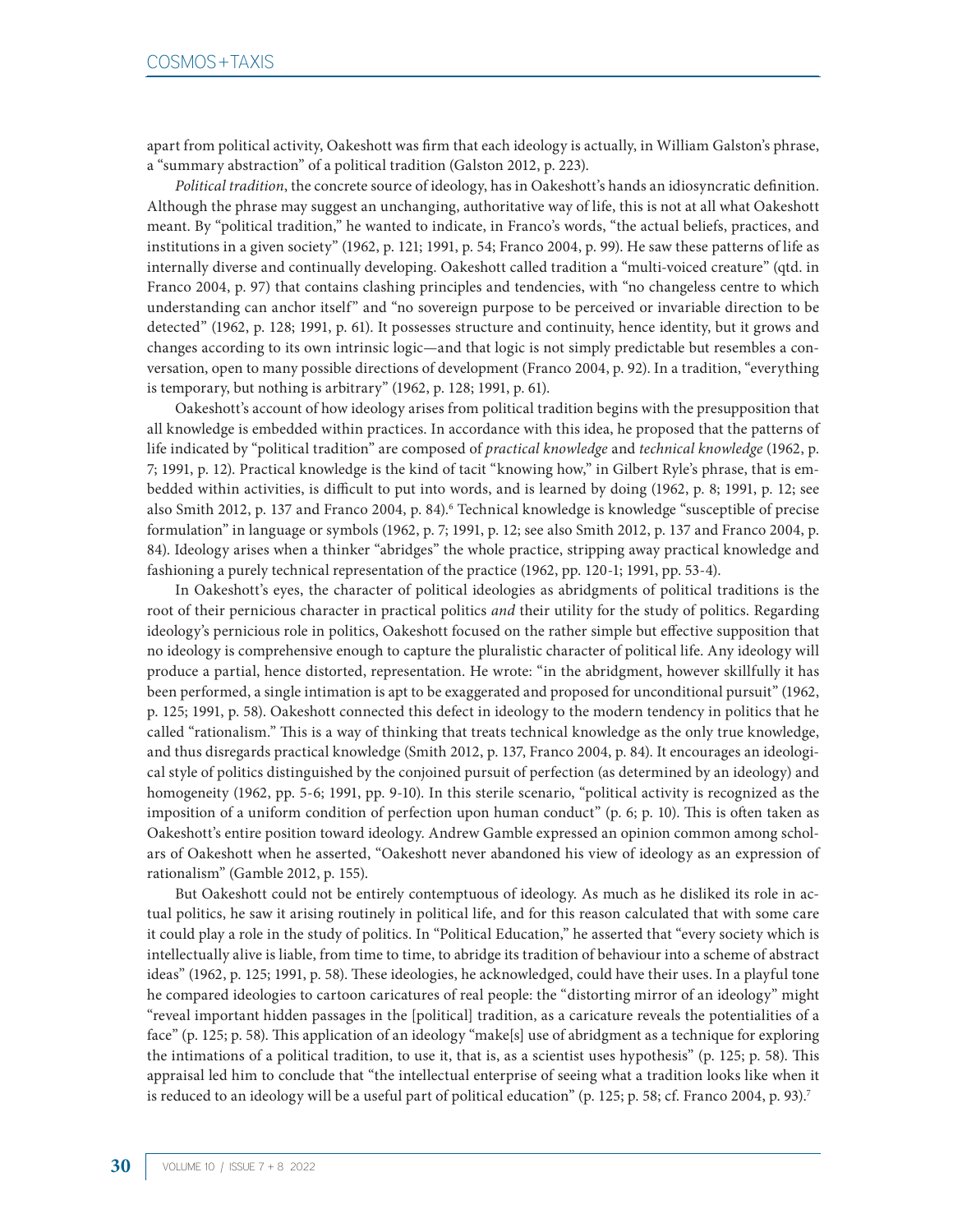apart from political activity, Oakeshott was firm that each ideology is actually, in William Galston's phrase, a "summary abstraction" of a political tradition (Galston 2012, p. 223).

*Political tradition*, the concrete source of ideology, has in Oakeshott's hands an idiosyncratic definition. Although the phrase may suggest an unchanging, authoritative way of life, this is not at all what Oakeshott meant. By "political tradition," he wanted to indicate, in Franco's words, "the actual beliefs, practices, and institutions in a given society" (1962, p. 121; 1991, p. 54; Franco 2004, p. 99). He saw these patterns of life as internally diverse and continually developing. Oakeshott called tradition a "multi-voiced creature" (qtd. in Franco 2004, p. 97) that contains clashing principles and tendencies, with "no changeless centre to which understanding can anchor itself" and "no sovereign purpose to be perceived or invariable direction to be detected" (1962, p. 128; 1991, p. 61). It possesses structure and continuity, hence identity, but it grows and changes according to its own intrinsic logic—and that logic is not simply predictable but resembles a conversation, open to many possible directions of development (Franco 2004, p. 92). In a tradition, "everything is temporary, but nothing is arbitrary" (1962, p. 128; 1991, p. 61).

Oakeshott's account of how ideology arises from political tradition begins with the presupposition that all knowledge is embedded within practices. In accordance with this idea, he proposed that the patterns of life indicated by "political tradition" are composed of *practical knowledge* and *technical knowledge* (1962, p. 7; 1991, p. 12). Practical knowledge is the kind of tacit "knowing how," in Gilbert Ryle's phrase, that is embedded within activities, is difficult to put into words, and is learned by doing (1962, p. 8; 1991, p. 12; see also Smith 2012, p. 137 and Franco 2004, p. 84).[6] Technical knowledge is knowledge "susceptible of precise formulation" in language or symbols (1962, p. 7; 1991, p. 12; see also Smith 2012, p. 137 and Franco 2004, p. 84). Ideology arises when a thinker "abridges" the whole practice, stripping away practical knowledge and fashioning a purely technical representation of the practice (1962, pp. 120-1; 1991, pp. 53-4).

In Oakeshott's eyes, the character of political ideologies as abridgments of political traditions is the root of their pernicious character in practical politics *and* their utility for the study of politics. Regarding ideology's pernicious role in politics, Oakeshott focused on the rather simple but effective supposition that no ideology is comprehensive enough to capture the pluralistic character of political life. Any ideology will produce a partial, hence distorted, representation. He wrote: "in the abridgment, however skillfully it has been performed, a single intimation is apt to be exaggerated and proposed for unconditional pursuit" (1962, p. 125; 1991, p. 58). Oakeshott connected this defect in ideology to the modern tendency in politics that he called "rationalism." This is a way of thinking that treats technical knowledge as the only true knowledge, and thus disregards practical knowledge (Smith 2012, p. 137, Franco 2004, p. 84). It encourages an ideological style of politics distinguished by the conjoined pursuit of perfection (as determined by an ideology) and homogeneity (1962, pp. 5-6; 1991, pp. 9-10). In this sterile scenario, "political activity is recognized as the imposition of a uniform condition of perfection upon human conduct" (p. 6; p. 10). This is often taken as Oakeshott's entire position toward ideology. Andrew Gamble expressed an opinion common among scholars of Oakeshott when he asserted, "Oakeshott never abandoned his view of ideology as an expression of rationalism" (Gamble 2012, p. 155).

But Oakeshott could not be entirely contemptuous of ideology. As much as he disliked its role in actual politics, he saw it arising routinely in political life, and for this reason calculated that with some care it could play a role in the study of politics. In "Political Education," he asserted that "every society which is intellectually alive is liable, from time to time, to abridge its tradition of behaviour into a scheme of abstract ideas" (1962, p. 125; 1991, p. 58). These ideologies, he acknowledged, could have their uses. In a playful tone he compared ideologies to cartoon caricatures of real people: the "distorting mirror of an ideology" might "reveal important hidden passages in the [political] tradition, as a caricature reveals the potentialities of a face" (p. 125; p. 58). This application of an ideology "make[s] use of abridgment as a technique for exploring the intimations of a political tradition, to use it, that is, as a scientist uses hypothesis" (p. 125; p. 58). This appraisal led him to conclude that "the intellectual enterprise of seeing what a tradition looks like when it is reduced to an ideology will be a useful part of political education" (p. 125; p. 58; cf. Franco 2004, p. 93).[7]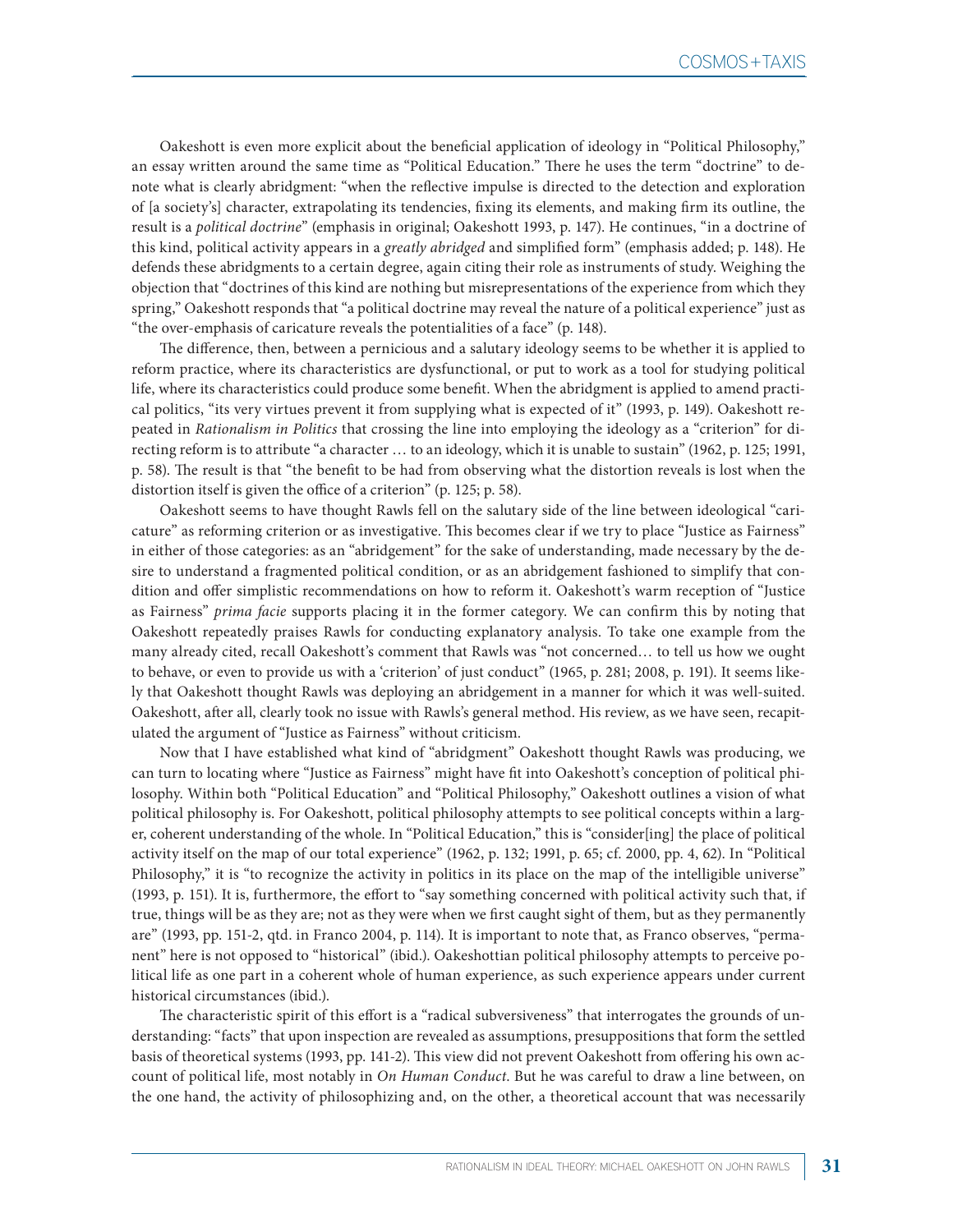Oakeshott is even more explicit about the beneficial application of ideology in "Political Philosophy," an essay written around the same time as "Political Education." There he uses the term "doctrine" to denote what is clearly abridgment: "when the reflective impulse is directed to the detection and exploration of [a society's] character, extrapolating its tendencies, fixing its elements, and making firm its outline, the result is a *political doctrine*" (emphasis in original; Oakeshott 1993, p. 147). He continues, "in a doctrine of this kind, political activity appears in a *greatly abridged* and simplified form" (emphasis added; p. 148). He defends these abridgments to a certain degree, again citing their role as instruments of study. Weighing the objection that "doctrines of this kind are nothing but misrepresentations of the experience from which they spring," Oakeshott responds that "a political doctrine may reveal the nature of a political experience" just as "the over-emphasis of caricature reveals the potentialities of a face" (p. 148).

The difference, then, between a pernicious and a salutary ideology seems to be whether it is applied to reform practice, where its characteristics are dysfunctional, or put to work as a tool for studying political life, where its characteristics could produce some benefit. When the abridgment is applied to amend practical politics, "its very virtues prevent it from supplying what is expected of it" (1993, p. 149). Oakeshott repeated in *Rationalism in Politics* that crossing the line into employing the ideology as a "criterion" for directing reform is to attribute "a character … to an ideology, which it is unable to sustain" (1962, p. 125; 1991, p. 58). The result is that "the benefit to be had from observing what the distortion reveals is lost when the distortion itself is given the office of a criterion" (p. 125; p. 58).

Oakeshott seems to have thought Rawls fell on the salutary side of the line between ideological "caricature" as reforming criterion or as investigative. This becomes clear if we try to place "Justice as Fairness" in either of those categories: as an "abridgement" for the sake of understanding, made necessary by the desire to understand a fragmented political condition, or as an abridgement fashioned to simplify that condition and offer simplistic recommendations on how to reform it. Oakeshott's warm reception of "Justice as Fairness" *prima facie* supports placing it in the former category. We can confirm this by noting that Oakeshott repeatedly praises Rawls for conducting explanatory analysis. To take one example from the many already cited, recall Oakeshott's comment that Rawls was "not concerned… to tell us how we ought to behave, or even to provide us with a 'criterion' of just conduct" (1965, p. 281; 2008, p. 191). It seems likely that Oakeshott thought Rawls was deploying an abridgement in a manner for which it was well-suited. Oakeshott, after all, clearly took no issue with Rawls's general method. His review, as we have seen, recapitulated the argument of "Justice as Fairness" without criticism.

Now that I have established what kind of "abridgment" Oakeshott thought Rawls was producing, we can turn to locating where "Justice as Fairness" might have fit into Oakeshott's conception of political philosophy. Within both "Political Education" and "Political Philosophy," Oakeshott outlines a vision of what political philosophy is. For Oakeshott, political philosophy attempts to see political concepts within a larger, coherent understanding of the whole. In "Political Education," this is "consider[ing] the place of political activity itself on the map of our total experience" (1962, p. 132; 1991, p. 65; cf. 2000, pp. 4, 62). In "Political Philosophy," it is "to recognize the activity in politics in its place on the map of the intelligible universe" (1993, p. 151). It is, furthermore, the effort to "say something concerned with political activity such that, if true, things will be as they are; not as they were when we first caught sight of them, but as they permanently are" (1993, pp. 151-2, qtd. in Franco 2004, p. 114). It is important to note that, as Franco observes, "permanent" here is not opposed to "historical" (ibid.). Oakeshottian political philosophy attempts to perceive political life as one part in a coherent whole of human experience, as such experience appears under current historical circumstances (ibid.).

The characteristic spirit of this effort is a "radical subversiveness" that interrogates the grounds of understanding: "facts" that upon inspection are revealed as assumptions, presuppositions that form the settled basis of theoretical systems (1993, pp. 141-2). This view did not prevent Oakeshott from offering his own account of political life, most notably in *On Human Conduct*. But he was careful to draw a line between, on the one hand, the activity of philosophizing and, on the other, a theoretical account that was necessarily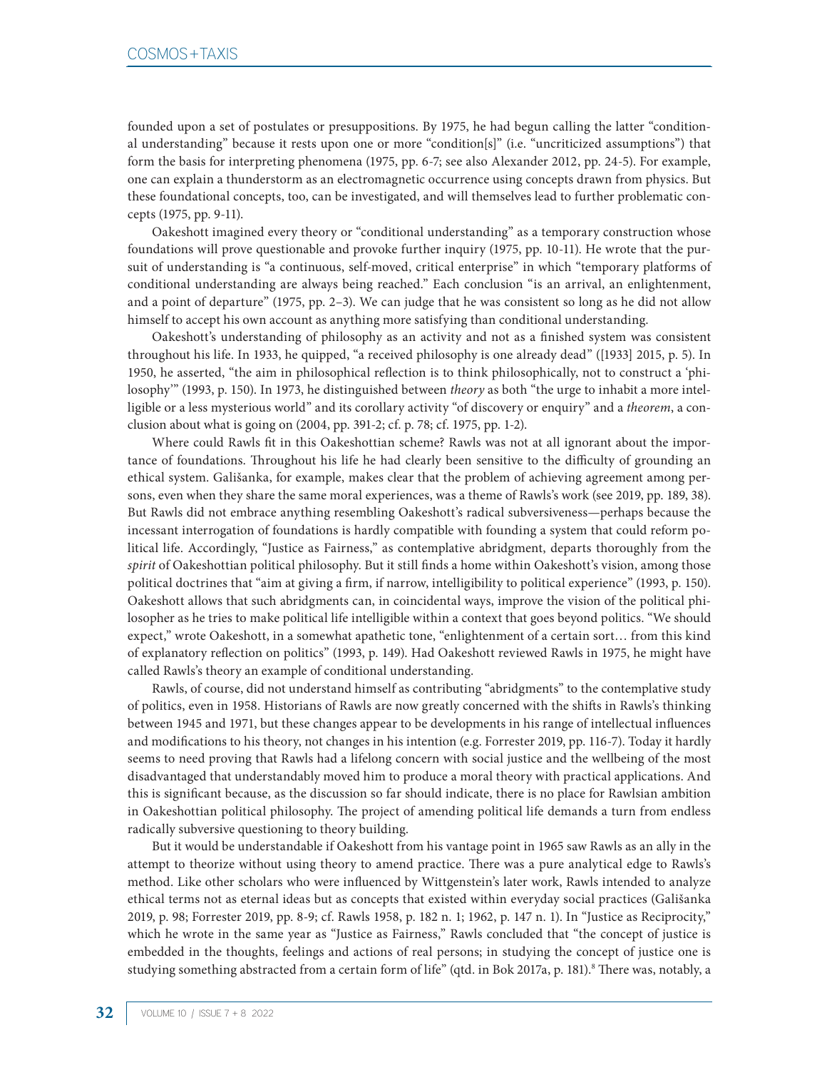founded upon a set of postulates or presuppositions. By 1975, he had begun calling the latter "conditional understanding" because it rests upon one or more "condition[s]" (i.e. "uncriticized assumptions") that form the basis for interpreting phenomena (1975, pp. 6-7; see also Alexander 2012, pp. 24-5). For example, one can explain a thunderstorm as an electromagnetic occurrence using concepts drawn from physics. But these foundational concepts, too, can be investigated, and will themselves lead to further problematic concepts (1975, pp. 9-11).

Oakeshott imagined every theory or "conditional understanding" as a temporary construction whose foundations will prove questionable and provoke further inquiry (1975, pp. 10-11). He wrote that the pursuit of understanding is "a continuous, self-moved, critical enterprise" in which "temporary platforms of conditional understanding are always being reached." Each conclusion "is an arrival, an enlightenment, and a point of departure" (1975, pp. 2–3). We can judge that he was consistent so long as he did not allow himself to accept his own account as anything more satisfying than conditional understanding.

Oakeshott's understanding of philosophy as an activity and not as a finished system was consistent throughout his life. In 1933, he quipped, "a received philosophy is one already dead" ([1933] 2015, p. 5). In 1950, he asserted, "the aim in philosophical reflection is to think philosophically, not to construct a 'philosophy'" (1993, p. 150). In 1973, he distinguished between *theory* as both "the urge to inhabit a more intelligible or a less mysterious world" and its corollary activity "of discovery or enquiry" and a *theorem*, a conclusion about what is going on (2004, pp. 391-2; cf. p. 78; cf. 1975, pp. 1-2).

Where could Rawls fit in this Oakeshottian scheme? Rawls was not at all ignorant about the importance of foundations. Throughout his life he had clearly been sensitive to the difficulty of grounding an ethical system. Gališanka, for example, makes clear that the problem of achieving agreement among persons, even when they share the same moral experiences, was a theme of Rawls's work (see 2019, pp. 189, 38). But Rawls did not embrace anything resembling Oakeshott's radical subversiveness—perhaps because the incessant interrogation of foundations is hardly compatible with founding a system that could reform political life. Accordingly, "Justice as Fairness," as contemplative abridgment, departs thoroughly from the *spirit* of Oakeshottian political philosophy. But it still finds a home within Oakeshott's vision, among those political doctrines that "aim at giving a firm, if narrow, intelligibility to political experience" (1993, p. 150). Oakeshott allows that such abridgments can, in coincidental ways, improve the vision of the political philosopher as he tries to make political life intelligible within a context that goes beyond politics. "We should expect," wrote Oakeshott, in a somewhat apathetic tone, "enlightenment of a certain sort… from this kind of explanatory reflection on politics" (1993, p. 149). Had Oakeshott reviewed Rawls in 1975, he might have called Rawls's theory an example of conditional understanding.

Rawls, of course, did not understand himself as contributing "abridgments" to the contemplative study of politics, even in 1958. Historians of Rawls are now greatly concerned with the shifts in Rawls's thinking between 1945 and 1971, but these changes appear to be developments in his range of intellectual influences and modifications to his theory, not changes in his intention (e.g. Forrester 2019, pp. 116-7). Today it hardly seems to need proving that Rawls had a lifelong concern with social justice and the wellbeing of the most disadvantaged that understandably moved him to produce a moral theory with practical applications. And this is significant because, as the discussion so far should indicate, there is no place for Rawlsian ambition in Oakeshottian political philosophy. The project of amending political life demands a turn from endless radically subversive questioning to theory building.

But it would be understandable if Oakeshott from his vantage point in 1965 saw Rawls as an ally in the attempt to theorize without using theory to amend practice. There was a pure analytical edge to Rawls's method. Like other scholars who were influenced by Wittgenstein's later work, Rawls intended to analyze ethical terms not as eternal ideas but as concepts that existed within everyday social practices (Gališanka 2019, p. 98; Forrester 2019, pp. 8-9; cf. Rawls 1958, p. 182 n. 1; 1962, p. 147 n. 1). In "Justice as Reciprocity," which he wrote in the same year as "Justice as Fairness," Rawls concluded that "the concept of justice is embedded in the thoughts, feelings and actions of real persons; in studying the concept of justice one is studying something abstracted from a certain form of life" (qtd. in Bok 2017a, p. 181).[8] There was, notably, a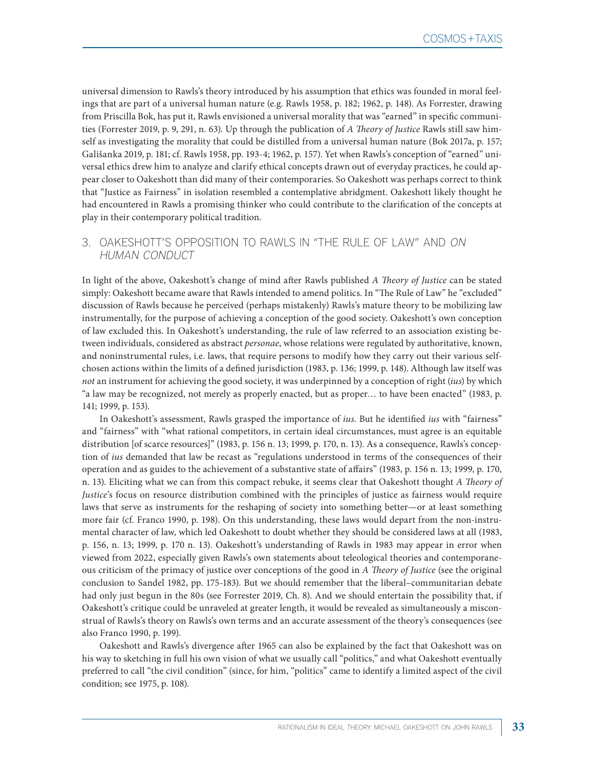universal dimension to Rawls's theory introduced by his assumption that ethics was founded in moral feelings that are part of a universal human nature (e.g. Rawls 1958, p. 182; 1962, p. 148). As Forrester, drawing from Priscilla Bok, has put it, Rawls envisioned a universal morality that was "earned" in specific communities (Forrester 2019, p. 9, 291, n. 63). Up through the publication of *A Theory of Justice* Rawls still saw himself as investigating the morality that could be distilled from a universal human nature (Bok 2017a, p. 157; Gališanka 2019, p. 181; cf. Rawls 1958, pp. 193-4; 1962, p. 157). Yet when Rawls's conception of "earned" universal ethics drew him to analyze and clarify ethical concepts drawn out of everyday practices, he could appear closer to Oakeshott than did many of their contemporaries. So Oakeshott was perhaps correct to think that "Justice as Fairness" in isolation resembled a contemplative abridgment. Oakeshott likely thought he had encountered in Rawls a promising thinker who could contribute to the clarification of the concepts at play in their contemporary political tradition.

## 3. OAKESHOTT'S OPPOSITION TO RAWLS IN "THE RULE OF LAW" AND *ON HUMAN CONDUCT*

In light of the above, Oakeshott's change of mind after Rawls published *A Theory of Justice* can be stated simply: Oakeshott became aware that Rawls intended to amend politics. In "The Rule of Law" he "excluded" discussion of Rawls because he perceived (perhaps mistakenly) Rawls's mature theory to be mobilizing law instrumentally, for the purpose of achieving a conception of the good society. Oakeshott's own conception of law excluded this. In Oakeshott's understanding, the rule of law referred to an association existing between individuals, considered as abstract *personae*, whose relations were regulated by authoritative, known, and noninstrumental rules, i.e. laws, that require persons to modify how they carry out their various self-chosen actions within the limits of a defined jurisdiction (1983, p. 136; 1999, p. 148). Although law itself was *not* an instrument for achieving the good society, it was underpinned by a conception of right (*ius*) by which "a law may be recognized, not merely as properly enacted, but as proper… to have been enacted" (1983, p. 141; 1999, p. 153).

In Oakeshott's assessment, Rawls grasped the importance of *ius*. But he identified *ius* with "fairness" and "fairness" with "what rational competitors, in certain ideal circumstances, must agree is an equitable distribution [of scarce resources]" (1983, p. 156 n. 13; 1999, p. 170, n. 13). As a consequence, Rawls's conception of *ius* demanded that law be recast as "regulations understood in terms of the consequences of their operation and as guides to the achievement of a substantive state of affairs" (1983, p. 156 n. 13; 1999, p. 170, n. 13). Eliciting what we can from this compact rebuke, it seems clear that Oakeshott thought *A Theory of Justice*'s focus on resource distribution combined with the principles of justice as fairness would require laws that serve as instruments for the reshaping of society into something better—or at least something more fair (cf. Franco 1990, p. 198). On this understanding, these laws would depart from the non-instrumental character of law, which led Oakeshott to doubt whether they should be considered laws at all (1983, p. 156, n. 13; 1999, p. 170 n. 13). Oakeshott's understanding of Rawls in 1983 may appear in error when viewed from 2022, especially given Rawls's own statements about teleological theories and contemporaneous criticism of the primacy of justice over conceptions of the good in *A Theory of Justice* (see the original conclusion to Sandel 1982, pp. 175-183). But we should remember that the liberal–communitarian debate had only just begun in the 80s (see Forrester 2019, Ch. 8). And we should entertain the possibility that, if Oakeshott's critique could be unraveled at greater length, it would be revealed as simultaneously a misconstrual of Rawls's theory on Rawls's own terms and an accurate assessment of the theory's consequences (see also Franco 1990, p. 199).

Oakeshott and Rawls's divergence after 1965 can also be explained by the fact that Oakeshott was on his way to sketching in full his own vision of what we usually call "politics," and what Oakeshott eventually preferred to call "the civil condition" (since, for him, "politics" came to identify a limited aspect of the civil condition; see 1975, p. 108).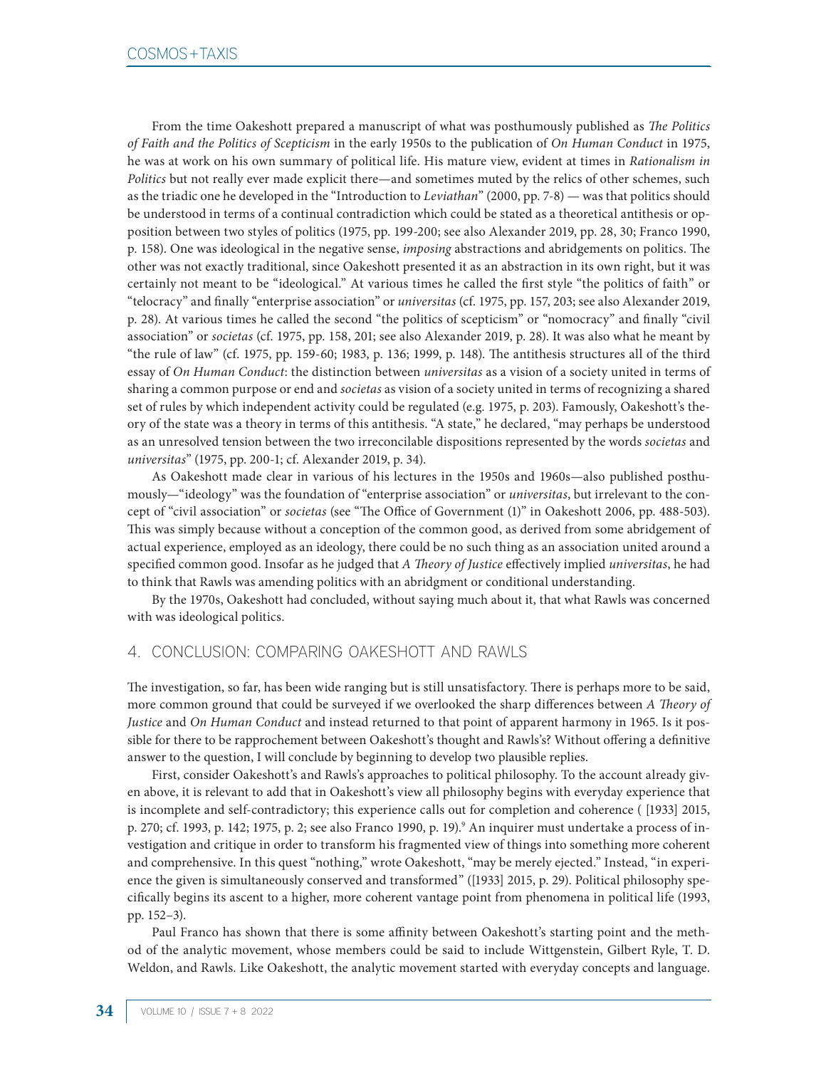From the time Oakeshott prepared a manuscript of what was posthumously published as *The Politics of Faith and the Politics of Scepticism* in the early 1950s to the publication of *On Human Conduct* in 1975, he was at work on his own summary of political life. His mature view, evident at times in *Rationalism in Politics* but not really ever made explicit there—and sometimes muted by the relics of other schemes, such as the triadic one he developed in the "Introduction to *Leviathan*" (2000, pp. 7-8) — was that politics should be understood in terms of a continual contradiction which could be stated as a theoretical antithesis or opposition between two styles of politics (1975, pp. 199-200; see also Alexander 2019, pp. 28, 30; Franco 1990, p. 158). One was ideological in the negative sense, *imposing* abstractions and abridgements on politics. The other was not exactly traditional, since Oakeshott presented it as an abstraction in its own right, but it was certainly not meant to be "ideological." At various times he called the first style "the politics of faith" or "telocracy" and finally "enterprise association" or *universitas* (cf. 1975, pp. 157, 203; see also Alexander 2019, p. 28). At various times he called the second "the politics of scepticism" or "nomocracy" and finally "civil association" or *societas* (cf. 1975, pp. 158, 201; see also Alexander 2019, p. 28). It was also what he meant by "the rule of law" (cf. 1975, pp. 159-60; 1983, p. 136; 1999, p. 148). The antithesis structures all of the third essay of *On Human Conduct*: the distinction between *universitas* as a vision of a society united in terms of sharing a common purpose or end and *societas* as vision of a society united in terms of recognizing a shared set of rules by which independent activity could be regulated (e.g. 1975, p. 203). Famously, Oakeshott's theory of the state was a theory in terms of this antithesis. "A state," he declared, "may perhaps be understood as an unresolved tension between the two irreconcilable dispositions represented by the words *societas* and *universitas*" (1975, pp. 200-1; cf. Alexander 2019, p. 34).

As Oakeshott made clear in various of his lectures in the 1950s and 1960s—also published posthumously—"ideology" was the foundation of "enterprise association" or *universitas*, but irrelevant to the concept of "civil association" or *societas* (see "The Office of Government (1)" in Oakeshott 2006, pp. 488-503). This was simply because without a conception of the common good, as derived from some abridgement of actual experience, employed as an ideology, there could be no such thing as an association united around a specified common good. Insofar as he judged that *A Theory of Justice* effectively implied *universitas*, he had to think that Rawls was amending politics with an abridgment or conditional understanding.

By the 1970s, Oakeshott had concluded, without saying much about it, that what Rawls was concerned with was ideological politics.

## 4. CONCLUSION: COMPARING OAKESHOTT AND RAWLS

The investigation, so far, has been wide ranging but is still unsatisfactory. There is perhaps more to be said, more common ground that could be surveyed if we overlooked the sharp differences between *A Theory of Justice* and *On Human Conduct* and instead returned to that point of apparent harmony in 1965. Is it possible for there to be rapprochement between Oakeshott's thought and Rawls's? Without offering a definitive answer to the question, I will conclude by beginning to develop two plausible replies.

First, consider Oakeshott's and Rawls's approaches to political philosophy. To the account already given above, it is relevant to add that in Oakeshott's view all philosophy begins with everyday experience that is incomplete and self-contradictory; this experience calls out for completion and coherence ( [1933] 2015, p. 270; cf. 1993, p. 142; 1975, p. 2; see also Franco 1990, p. 19).[9] An inquirer must undertake a process of investigation and critique in order to transform his fragmented view of things into something more coherent and comprehensive. In this quest "nothing," wrote Oakeshott, "may be merely ejected." Instead, "in experience the given is simultaneously conserved and transformed" ([1933] 2015, p. 29). Political philosophy specifically begins its ascent to a higher, more coherent vantage point from phenomena in political life (1993, pp. 152–3).

Paul Franco has shown that there is some affinity between Oakeshott's starting point and the method of the analytic movement, whose members could be said to include Wittgenstein, Gilbert Ryle, T. D. Weldon, and Rawls. Like Oakeshott, the analytic movement started with everyday concepts and language.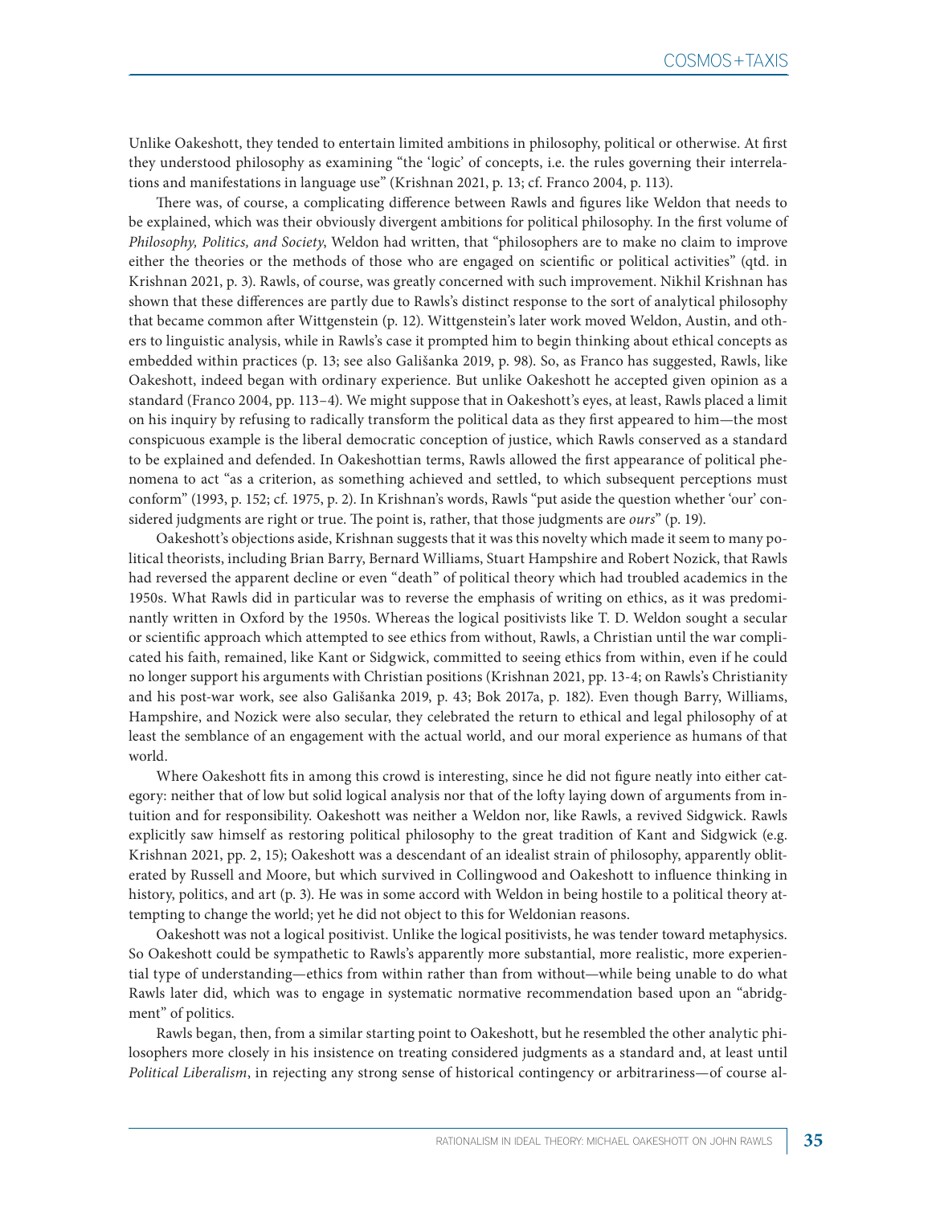Unlike Oakeshott, they tended to entertain limited ambitions in philosophy, political or otherwise. At first they understood philosophy as examining "the 'logic' of concepts, i.e. the rules governing their interrelations and manifestations in language use" (Krishnan 2021, p. 13; cf. Franco 2004, p. 113).

There was, of course, a complicating difference between Rawls and figures like Weldon that needs to be explained, which was their obviously divergent ambitions for political philosophy. In the first volume of *Philosophy, Politics, and Society*, Weldon had written, that "philosophers are to make no claim to improve either the theories or the methods of those who are engaged on scientific or political activities" (qtd. in Krishnan 2021, p. 3). Rawls, of course, was greatly concerned with such improvement. Nikhil Krishnan has shown that these differences are partly due to Rawls's distinct response to the sort of analytical philosophy that became common after Wittgenstein (p. 12). Wittgenstein's later work moved Weldon, Austin, and others to linguistic analysis, while in Rawls's case it prompted him to begin thinking about ethical concepts as embedded within practices (p. 13; see also Gališanka 2019, p. 98). So, as Franco has suggested, Rawls, like Oakeshott, indeed began with ordinary experience. But unlike Oakeshott he accepted given opinion as a standard (Franco 2004, pp. 113–4). We might suppose that in Oakeshott's eyes, at least, Rawls placed a limit on his inquiry by refusing to radically transform the political data as they first appeared to him—the most conspicuous example is the liberal democratic conception of justice, which Rawls conserved as a standard to be explained and defended. In Oakeshottian terms, Rawls allowed the first appearance of political phenomena to act "as a criterion, as something achieved and settled, to which subsequent perceptions must conform" (1993, p. 152; cf. 1975, p. 2). In Krishnan's words, Rawls "put aside the question whether 'our' considered judgments are right or true. The point is, rather, that those judgments are *ours*" (p. 19).

Oakeshott's objections aside, Krishnan suggests that it was this novelty which made it seem to many political theorists, including Brian Barry, Bernard Williams, Stuart Hampshire and Robert Nozick, that Rawls had reversed the apparent decline or even "death" of political theory which had troubled academics in the 1950s. What Rawls did in particular was to reverse the emphasis of writing on ethics, as it was predominantly written in Oxford by the 1950s. Whereas the logical positivists like T. D. Weldon sought a secular or scientific approach which attempted to see ethics from without, Rawls, a Christian until the war complicated his faith, remained, like Kant or Sidgwick, committed to seeing ethics from within, even if he could no longer support his arguments with Christian positions (Krishnan 2021, pp. 13-4; on Rawls's Christianity and his post-war work, see also Gališanka 2019, p. 43; Bok 2017a, p. 182). Even though Barry, Williams, Hampshire, and Nozick were also secular, they celebrated the return to ethical and legal philosophy of at least the semblance of an engagement with the actual world, and our moral experience as humans of that world.

Where Oakeshott fits in among this crowd is interesting, since he did not figure neatly into either category: neither that of low but solid logical analysis nor that of the lofty laying down of arguments from intuition and for responsibility. Oakeshott was neither a Weldon nor, like Rawls, a revived Sidgwick. Rawls explicitly saw himself as restoring political philosophy to the great tradition of Kant and Sidgwick (e.g. Krishnan 2021, pp. 2, 15); Oakeshott was a descendant of an idealist strain of philosophy, apparently obliterated by Russell and Moore, but which survived in Collingwood and Oakeshott to influence thinking in history, politics, and art (p. 3). He was in some accord with Weldon in being hostile to a political theory attempting to change the world; yet he did not object to this for Weldonian reasons.

Oakeshott was not a logical positivist. Unlike the logical positivists, he was tender toward metaphysics. So Oakeshott could be sympathetic to Rawls's apparently more substantial, more realistic, more experiential type of understanding—ethics from within rather than from without—while being unable to do what Rawls later did, which was to engage in systematic normative recommendation based upon an "abridgment" of politics.

Rawls began, then, from a similar starting point to Oakeshott, but he resembled the other analytic philosophers more closely in his insistence on treating considered judgments as a standard and, at least until *Political Liberalism*, in rejecting any strong sense of historical contingency or arbitrariness—of course al-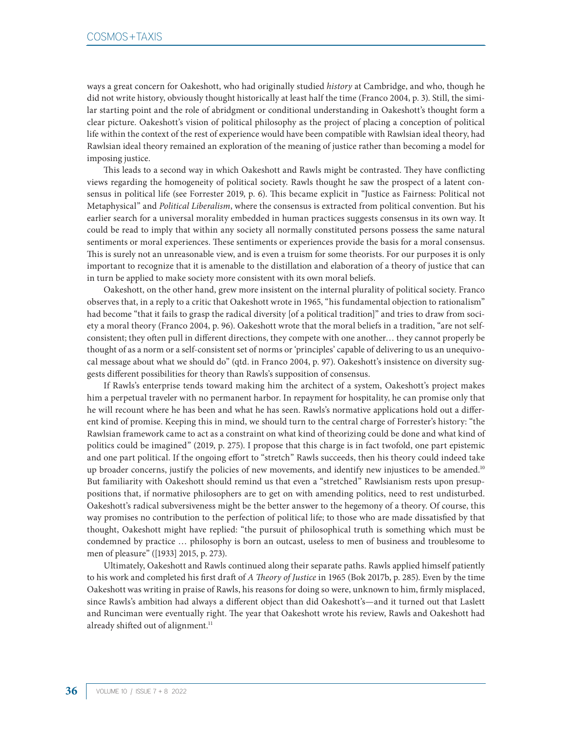ways a great concern for Oakeshott, who had originally studied *history* at Cambridge, and who, though he did not write history, obviously thought historically at least half the time (Franco 2004, p. 3). Still, the similar starting point and the role of abridgment or conditional understanding in Oakeshott's thought form a clear picture. Oakeshott's vision of political philosophy as the project of placing a conception of political life within the context of the rest of experience would have been compatible with Rawlsian ideal theory, had Rawlsian ideal theory remained an exploration of the meaning of justice rather than becoming a model for imposing justice.

This leads to a second way in which Oakeshott and Rawls might be contrasted. They have conflicting views regarding the homogeneity of political society. Rawls thought he saw the prospect of a latent consensus in political life (see Forrester 2019, p. 6). This became explicit in "Justice as Fairness: Political not Metaphysical" and *Political Liberalism*, where the consensus is extracted from political convention. But his earlier search for a universal morality embedded in human practices suggests consensus in its own way. It could be read to imply that within any society all normally constituted persons possess the same natural sentiments or moral experiences. These sentiments or experiences provide the basis for a moral consensus. This is surely not an unreasonable view, and is even a truism for some theorists. For our purposes it is only important to recognize that it is amenable to the distillation and elaboration of a theory of justice that can in turn be applied to make society more consistent with its own moral beliefs.

Oakeshott, on the other hand, grew more insistent on the internal plurality of political society. Franco observes that, in a reply to a critic that Oakeshott wrote in 1965, "his fundamental objection to rationalism" had become "that it fails to grasp the radical diversity [of a political tradition]" and tries to draw from society a moral theory (Franco 2004, p. 96). Oakeshott wrote that the moral beliefs in a tradition, "are not self-consistent; they often pull in different directions, they compete with one another… they cannot properly be thought of as a norm or a self-consistent set of norms or 'principles' capable of delivering to us an unequivocal message about what we should do" (qtd. in Franco 2004, p. 97). Oakeshott's insistence on diversity suggests different possibilities for theory than Rawls's supposition of consensus.

If Rawls's enterprise tends toward making him the architect of a system, Oakeshott's project makes him a perpetual traveler with no permanent harbor. In repayment for hospitality, he can promise only that he will recount where he has been and what he has seen. Rawls's normative applications hold out a different kind of promise. Keeping this in mind, we should turn to the central charge of Forrester's history: "the Rawlsian framework came to act as a constraint on what kind of theorizing could be done and what kind of politics could be imagined" (2019, p. 275). I propose that this charge is in fact twofold, one part epistemic and one part political. If the ongoing effort to "stretch" Rawls succeeds, then his theory could indeed take up broader concerns, justify the policies of new movements, and identify new injustices to be amended.[10] But familiarity with Oakeshott should remind us that even a "stretched" Rawlsianism rests upon presuppositions that, if normative philosophers are to get on with amending politics, need to rest undisturbed. Oakeshott's radical subversiveness might be the better answer to the hegemony of a theory. Of course, this way promises no contribution to the perfection of political life; to those who are made dissatisfied by that thought, Oakeshott might have replied: "the pursuit of philosophical truth is something which must be condemned by practice … philosophy is born an outcast, useless to men of business and troublesome to men of pleasure" ([1933] 2015, p. 273).

Ultimately, Oakeshott and Rawls continued along their separate paths. Rawls applied himself patiently to his work and completed his first draft of *A Theory of Justice* in 1965 (Bok 2017b, p. 285). Even by the time Oakeshott was writing in praise of Rawls, his reasons for doing so were, unknown to him, firmly misplaced, since Rawls's ambition had always a different object than did Oakeshott's—and it turned out that Laslett and Runciman were eventually right. The year that Oakeshott wrote his review, Rawls and Oakeshott had already shifted out of alignment.[11]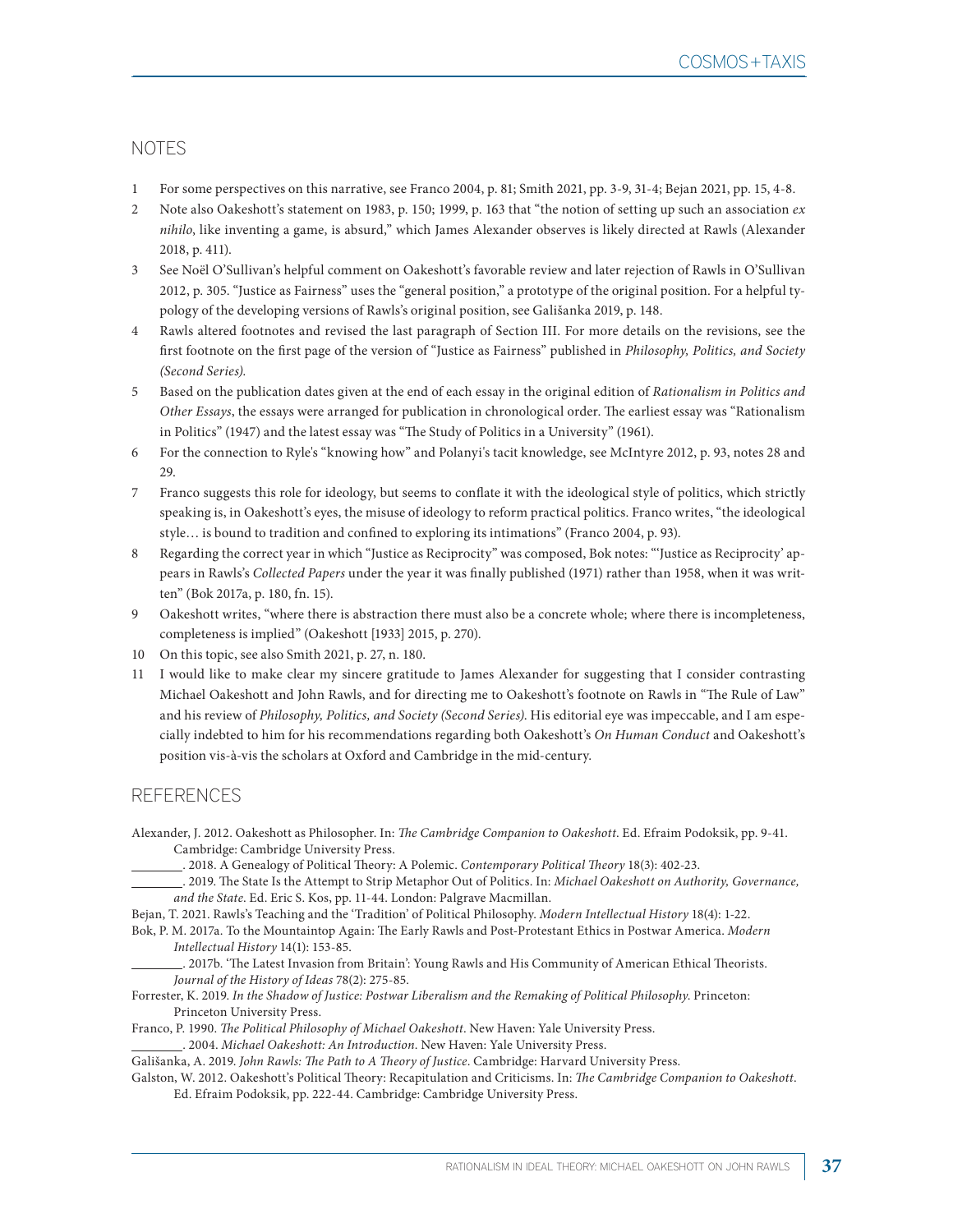## NOTES

1. For some perspectives on this narrative, see Franco 2004, p. 81; Smith 2021, pp. 3-9, 31-4; Bejan 2021, pp. 15, 4-8.
2. Note also Oakeshott's statement on 1983, p. 150; 1999, p. 163 that "the notion of setting up such an association *ex nihilo*, like inventing a game, is absurd," which James Alexander observes is likely directed at Rawls (Alexander 2018, p. 411).
3. See Noël O'Sullivan's helpful comment on Oakeshott's favorable review and later rejection of Rawls in O'Sullivan 2012, p. 305. "Justice as Fairness" uses the "general position," a prototype of the original position. For a helpful typology of the developing versions of Rawls's original position, see Gališanka 2019, p. 148.
4. Rawls altered footnotes and revised the last paragraph of Section III. For more details on the revisions, see the first footnote on the first page of the version of "Justice as Fairness" published in *Philosophy, Politics, and Society (Second Series).*
5. Based on the publication dates given at the end of each essay in the original edition of *Rationalism in Politics and Other Essays*, the essays were arranged for publication in chronological order. The earliest essay was "Rationalism in Politics" (1947) and the latest essay was "The Study of Politics in a University" (1961).
6. For the connection to Ryle's "knowing how" and Polanyi's tacit knowledge, see McIntyre 2012, p. 93, notes 28 and 29.
7. Franco suggests this role for ideology, but seems to conflate it with the ideological style of politics, which strictly speaking is, in Oakeshott's eyes, the misuse of ideology to reform practical politics. Franco writes, "the ideological style… is bound to tradition and confined to exploring its intimations" (Franco 2004, p. 93).
8. Regarding the correct year in which "Justice as Reciprocity" was composed, Bok notes: "'Justice as Reciprocity' appears in Rawls's *Collected Papers* under the year it was finally published (1971) rather than 1958, when it was written" (Bok 2017a, p. 180, fn. 15).
9. Oakeshott writes, "where there is abstraction there must also be a concrete whole; where there is incompleteness, completeness is implied" (Oakeshott [1933] 2015, p. 270).
10. On this topic, see also Smith 2021, p. 27, n. 180.
11. I would like to make clear my sincere gratitude to James Alexander for suggesting that I consider contrasting Michael Oakeshott and John Rawls, and for directing me to Oakeshott's footnote on Rawls in "The Rule of Law" and his review of *Philosophy, Politics, and Society (Second Series).* His editorial eye was impeccable, and I am especially indebted to him for his recommendations regarding both Oakeshott's *On Human Conduct* and Oakeshott's position vis-à-vis the scholars at Oxford and Cambridge in the mid-century.

## REFERENCES

Alexander, J. 2012. Oakeshott as Philosopher. In: *The Cambridge Companion to Oakeshott*. Ed. Efraim Podoksik, pp. 9-41. Cambridge: Cambridge University Press.

________. 2018. A Genealogy of Political Theory: A Polemic. *Contemporary Political Theory* 18(3): 402-23.

________. 2019. The State Is the Attempt to Strip Metaphor Out of Politics. In: *Michael Oakeshott on Authority, Governance, and the State*. Ed. Eric S. Kos, pp. 11-44. London: Palgrave Macmillan.

Bejan, T. 2021. Rawls's Teaching and the 'Tradition' of Political Philosophy. *Modern Intellectual History* 18(4): 1-22.

Bok, P. M. 2017a. To the Mountaintop Again: The Early Rawls and Post-Protestant Ethics in Postwar America. *Modern Intellectual History* 14(1): 153-85.

________. 2017b. 'The Latest Invasion from Britain': Young Rawls and His Community of American Ethical Theorists. *Journal of the History of Ideas* 78(2): 275-85.

Forrester, K. 2019. *In the Shadow of Justice: Postwar Liberalism and the Remaking of Political Philosophy*. Princeton: Princeton University Press.

Franco, P. 1990. *The Political Philosophy of Michael Oakeshott*. New Haven: Yale University Press.

________. 2004. *Michael Oakeshott: An Introduction*. New Haven: Yale University Press.

Gališanka, A. 2019. *John Rawls: The Path to A Theory of Justice*. Cambridge: Harvard University Press.

Galston, W. 2012. Oakeshott's Political Theory: Recapitulation and Criticisms. In: *The Cambridge Companion to Oakeshott*. Ed. Efraim Podoksik, pp. 222-44. Cambridge: Cambridge University Press.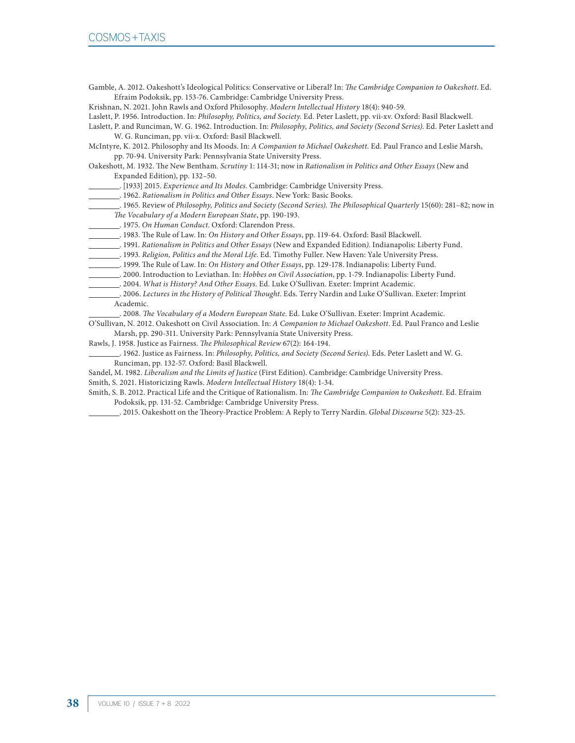Gamble, A. 2012. Oakeshott's Ideological Politics: Conservative or Liberal? In: *The Cambridge Companion to Oakeshott*. Ed. Efraim Podoksik, pp. 153-76. Cambridge: Cambridge University Press.

Krishnan, N. 2021. John Rawls and Oxford Philosophy. *Modern Intellectual History* 18(4): 940-59.

Laslett, P. 1956. Introduction. In: *Philosophy, Politics, and Society.* Ed. Peter Laslett, pp. vii-xv. Oxford: Basil Blackwell.

Laslett, P. and Runciman, W. G. 1962. Introduction. In: *Philosophy, Politics, and Society (Second Series).* Ed. Peter Laslett and W. G. Runciman, pp. vii-x. Oxford: Basil Blackwell.

McIntyre, K. 2012. Philosophy and Its Moods. In: *A Companion to Michael Oakeshott*. Ed. Paul Franco and Leslie Marsh, pp. 70-94. University Park: Pennsylvania State University Press.

Oakeshott, M. 1932. The New Bentham. *Scrutiny* 1: 114-31; now in *Rationalism in Politics and Other Essays* (New and Expanded Edition), pp. 132–50.

________. [1933] 2015. *Experience and Its Modes*. Cambridge: Cambridge University Press.

________. 1962. *Rationalism in Politics and Other Essays*. New York: Basic Books.

________. 1965. Review of *Philosophy, Politics and Society (Second Series). The Philosophical Quarterly* 15(60): 281–82; now in *The Vocabulary of a Modern European State*, pp. 190-193.

________. 1975. *On Human Conduct*. Oxford: Clarendon Press.

________. 1983. The Rule of Law. In: *On History and Other Essays*, pp. 119-64. Oxford: Basil Blackwell.

________. 1991. *Rationalism in Politics and Other Essays* (New and Expanded Edition*)*. Indianapolis: Liberty Fund.

________. 1993. *Religion, Politics and the Moral Life.* Ed. Timothy Fuller. New Haven: Yale University Press.

________. 1999. The Rule of Law. In: *On History and Other Essays*, pp. 129-178. Indianapolis: Liberty Fund.

________. 2000. Introduction to Leviathan. In: *Hobbes on Civil Association*, pp. 1-79. Indianapolis: Liberty Fund.

________. 2004. *What is History? And Other Essays*. Ed. Luke O'Sullivan. Exeter: Imprint Academic.

________. 2006. *Lectures in the History of Political Thought*. Eds. Terry Nardin and Luke O'Sullivan. Exeter: Imprint Academic.

________. 2008. *The Vocabulary of a Modern European State*. Ed. Luke O'Sullivan. Exeter: Imprint Academic.

O'Sullivan, N. 2012. Oakeshott on Civil Association. In: *A Companion to Michael Oakeshott*. Ed. Paul Franco and Leslie Marsh, pp. 290-311. University Park: Pennsylvania State University Press.

Rawls, J. 1958. Justice as Fairness. *The Philosophical Review* 67(2): 164-194.

________. 1962. Justice as Fairness. In: *Philosophy, Politics, and Society (Second Series).* Eds. Peter Laslett and W. G. Runciman, pp. 132-57. Oxford: Basil Blackwell.

Sandel, M. 1982. *Liberalism and the Limits of Justice* (First Edition). Cambridge: Cambridge University Press.

Smith, S. 2021. Historicizing Rawls. *Modern Intellectual History* 18(4): 1-34.

Smith, S. B. 2012. Practical Life and the Critique of Rationalism. In: *The Cambridge Companion to Oakeshott*. Ed. Efraim Podoksik, pp. 131-52. Cambridge: Cambridge University Press.

________. 2015. Oakeshott on the Theory-Practice Problem: A Reply to Terry Nardin. *Global Discourse* 5(2): 323-25.